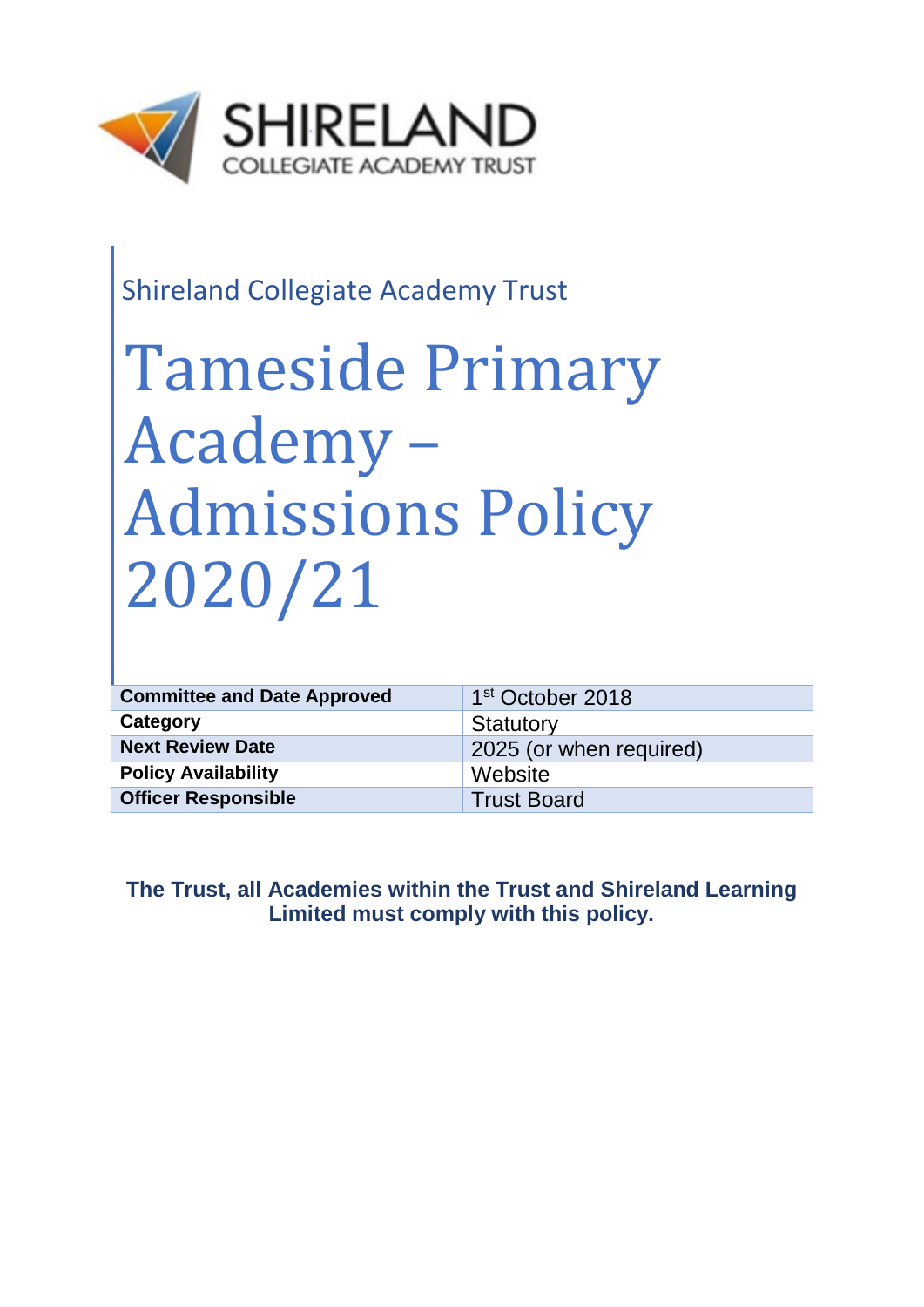SHIRELAND
COLLEGIATE ACADEMY TRUST

Shireland Collegiate Academy Trust

# Tameside Primary Academy – Admissions Policy 2020/21

| | |
|---|---|
| **Committee and Date Approved** | 1st October 2018 |
| **Category** | Statutory |
| **Next Review Date** | 2025 (or when required) |
| **Policy Availability** | Website |
| **Officer Responsible** | Trust Board |

**The Trust, all Academies within the Trust and Shireland Learning Limited must comply with this policy.**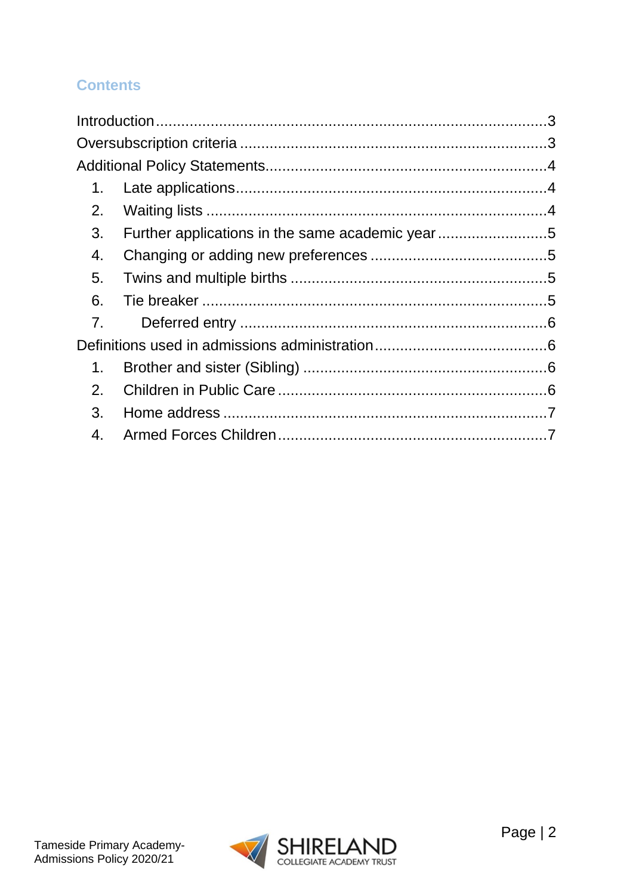## Contents

Introduction ........................................................................................... 3
Oversubscription criteria ........................................................................ 3
Additional Policy Statements.................................................................. 4

1. Late applications......................................................................... 4
2. Waiting lists ................................................................................. 4
3. Further applications in the same academic year .......................... 5
4. Changing or adding new preferences .......................................... 5
5. Twins and multiple births ............................................................. 5
6. Tie breaker .................................................................................. 5
7. Deferred entry ............................................................................. 6

Definitions used in admissions administration ......................................... 6

1. Brother and sister (Sibling) .......................................................... 6
2. Children in Public Care ................................................................ 6
3. Home address ............................................................................. 7
4. Armed Forces Children ................................................................ 7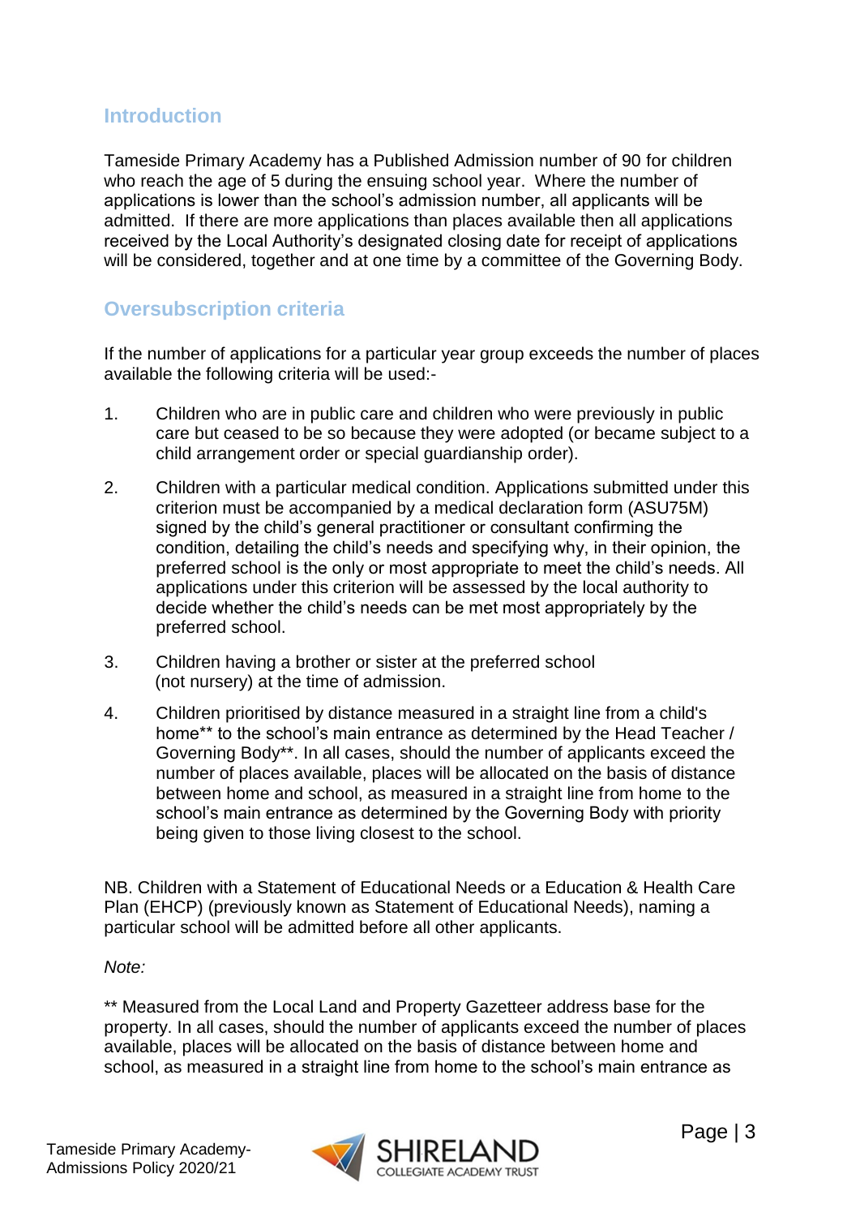## Introduction

Tameside Primary Academy has a Published Admission number of 90 for children who reach the age of 5 during the ensuing school year. Where the number of applications is lower than the school's admission number, all applicants will be admitted. If there are more applications than places available then all applications received by the Local Authority's designated closing date for receipt of applications will be considered, together and at one time by a committee of the Governing Body.

## Oversubscription criteria

If the number of applications for a particular year group exceeds the number of places available the following criteria will be used:-

1. Children who are in public care and children who were previously in public care but ceased to be so because they were adopted (or became subject to a child arrangement order or special guardianship order).

2. Children with a particular medical condition. Applications submitted under this criterion must be accompanied by a medical declaration form (ASU75M) signed by the child's general practitioner or consultant confirming the condition, detailing the child's needs and specifying why, in their opinion, the preferred school is the only or most appropriate to meet the child's needs. All applications under this criterion will be assessed by the local authority to decide whether the child's needs can be met most appropriately by the preferred school.

3. Children having a brother or sister at the preferred school (not nursery) at the time of admission.

4. Children prioritised by distance measured in a straight line from a child's home** to the school's main entrance as determined by the Head Teacher / Governing Body**. In all cases, should the number of applicants exceed the number of places available, places will be allocated on the basis of distance between home and school, as measured in a straight line from home to the school's main entrance as determined by the Governing Body with priority being given to those living closest to the school.

NB. Children with a Statement of Educational Needs or a Education & Health Care Plan (EHCP) (previously known as Statement of Educational Needs), naming a particular school will be admitted before all other applicants.

*Note:*

** Measured from the Local Land and Property Gazetteer address base for the property. In all cases, should the number of applicants exceed the number of places available, places will be allocated on the basis of distance between home and school, as measured in a straight line from home to the school's main entrance as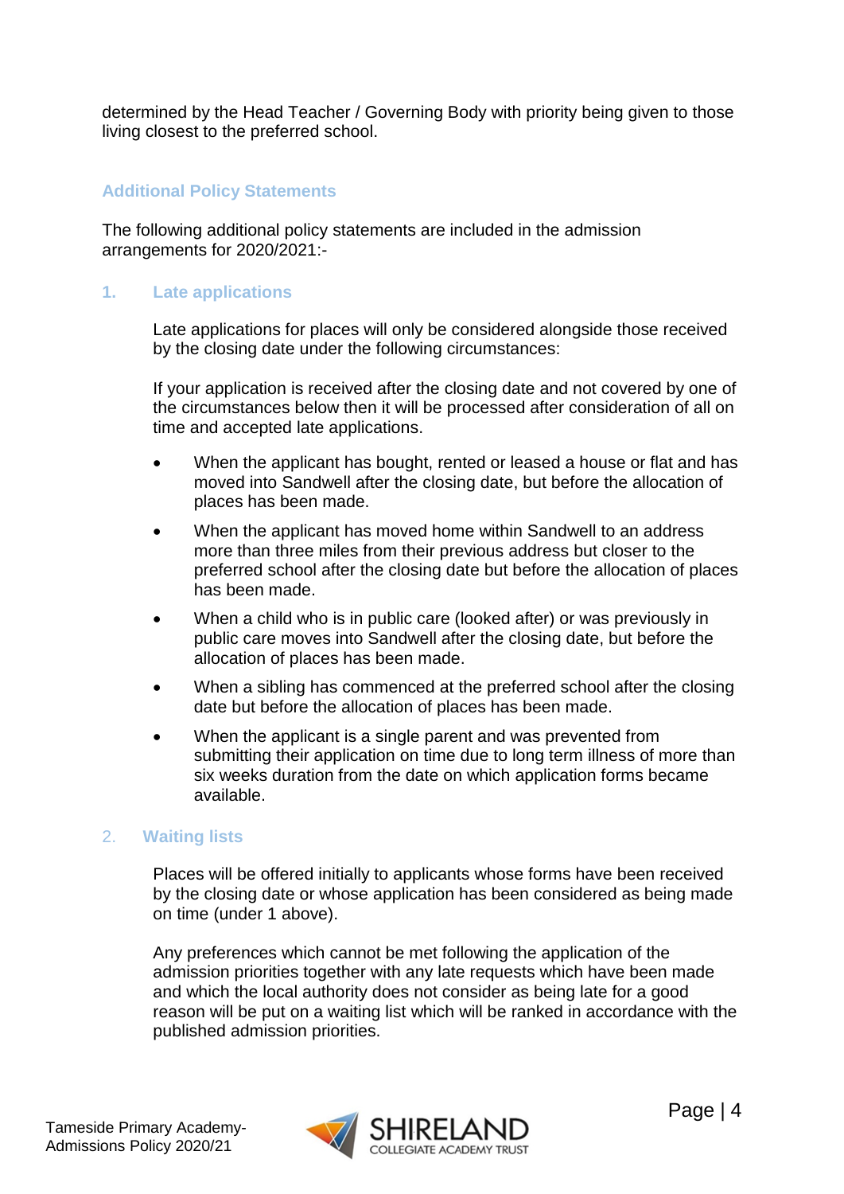determined by the Head Teacher / Governing Body with priority being given to those living closest to the preferred school.

### Additional Policy Statements

The following additional policy statements are included in the admission arrangements for 2020/2021:-

#### 1. Late applications

Late applications for places will only be considered alongside those received by the closing date under the following circumstances:

If your application is received after the closing date and not covered by one of the circumstances below then it will be processed after consideration of all on time and accepted late applications.

- When the applicant has bought, rented or leased a house or flat and has moved into Sandwell after the closing date, but before the allocation of places has been made.
- When the applicant has moved home within Sandwell to an address more than three miles from their previous address but closer to the preferred school after the closing date but before the allocation of places has been made.
- When a child who is in public care (looked after) or was previously in public care moves into Sandwell after the closing date, but before the allocation of places has been made.
- When a sibling has commenced at the preferred school after the closing date but before the allocation of places has been made.
- When the applicant is a single parent and was prevented from submitting their application on time due to long term illness of more than six weeks duration from the date on which application forms became available.

#### 2. Waiting lists

Places will be offered initially to applicants whose forms have been received by the closing date or whose application has been considered as being made on time (under 1 above).

Any preferences which cannot be met following the application of the admission priorities together with any late requests which have been made and which the local authority does not consider as being late for a good reason will be put on a waiting list which will be ranked in accordance with the published admission priorities.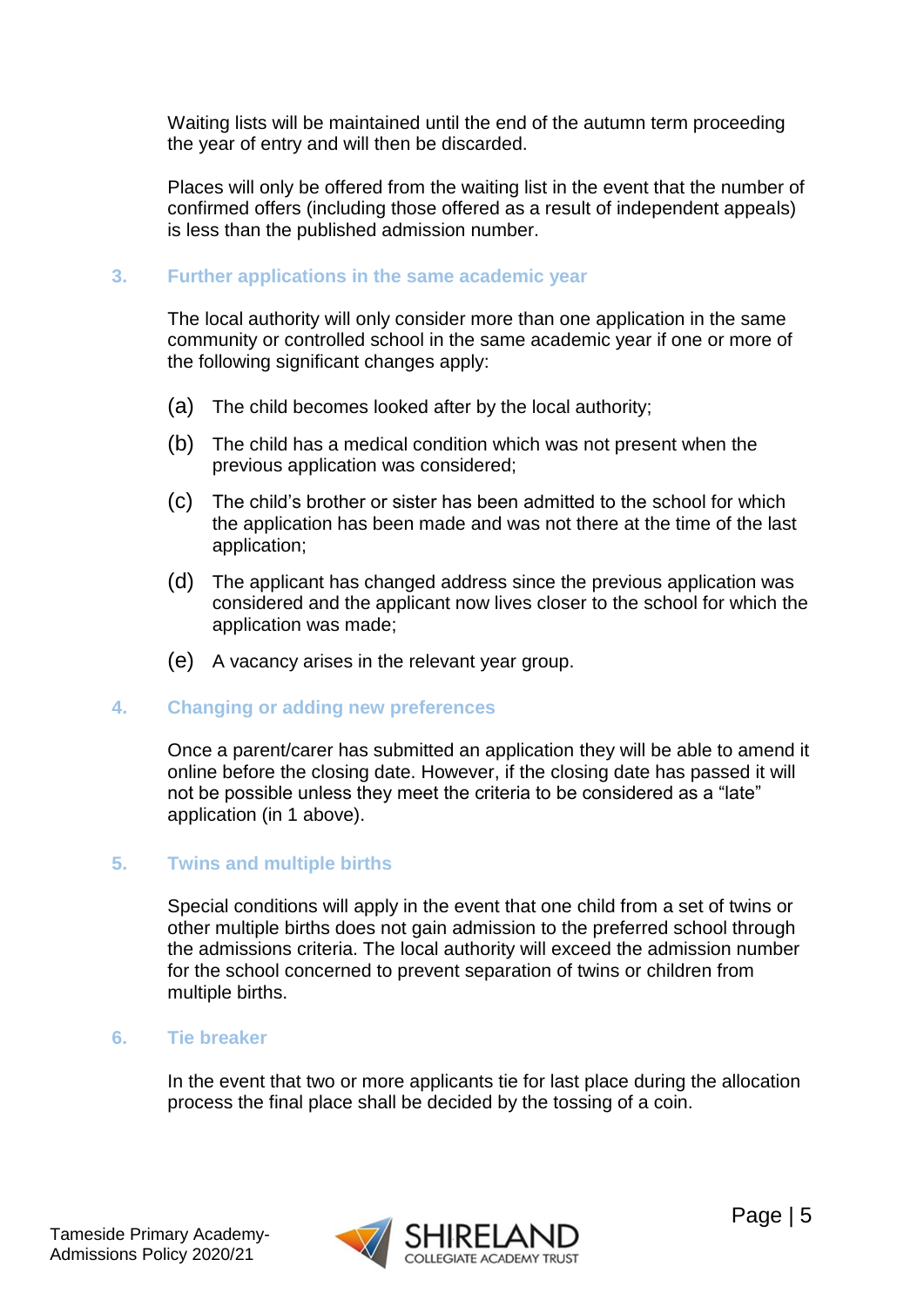Waiting lists will be maintained until the end of the autumn term proceeding the year of entry and will then be discarded.

Places will only be offered from the waiting list in the event that the number of confirmed offers (including those offered as a result of independent appeals) is less than the published admission number.

## 3. Further applications in the same academic year

The local authority will only consider more than one application in the same community or controlled school in the same academic year if one or more of the following significant changes apply:

(a) The child becomes looked after by the local authority;

(b) The child has a medical condition which was not present when the previous application was considered;

(c) The child's brother or sister has been admitted to the school for which the application has been made and was not there at the time of the last application;

(d) The applicant has changed address since the previous application was considered and the applicant now lives closer to the school for which the application was made;

(e) A vacancy arises in the relevant year group.

## 4. Changing or adding new preferences

Once a parent/carer has submitted an application they will be able to amend it online before the closing date. However, if the closing date has passed it will not be possible unless they meet the criteria to be considered as a "late" application (in 1 above).

## 5. Twins and multiple births

Special conditions will apply in the event that one child from a set of twins or other multiple births does not gain admission to the preferred school through the admissions criteria. The local authority will exceed the admission number for the school concerned to prevent separation of twins or children from multiple births.

## 6. Tie breaker

In the event that two or more applicants tie for last place during the allocation process the final place shall be decided by the tossing of a coin.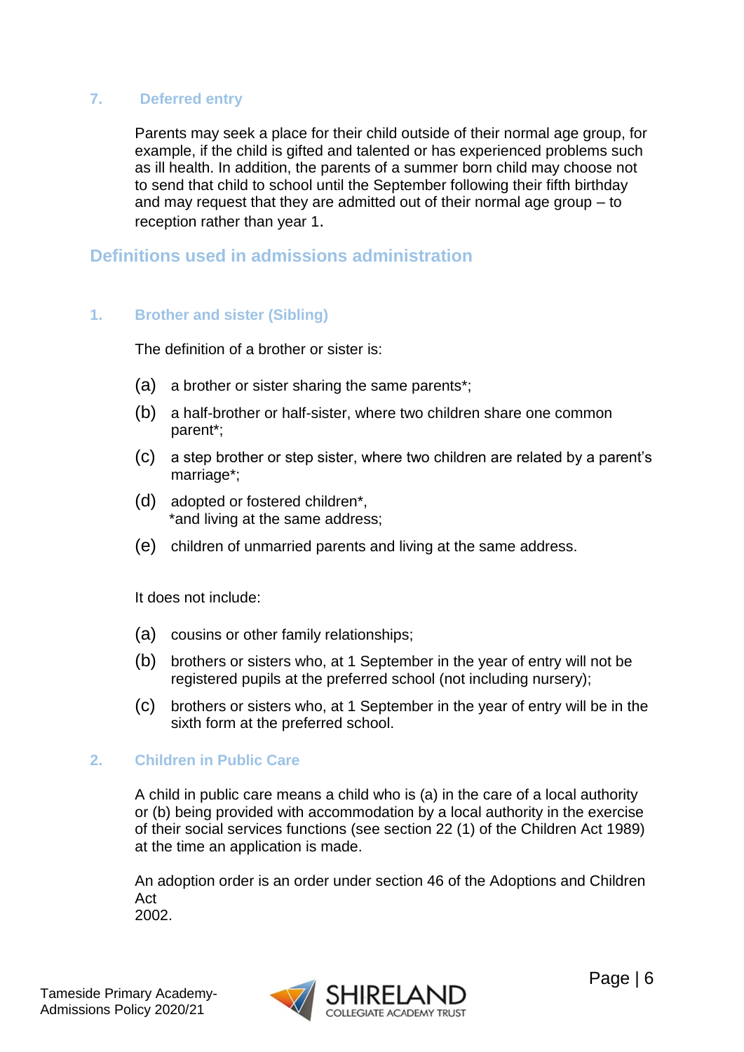### 7. Deferred entry

Parents may seek a place for their child outside of their normal age group, for example, if the child is gifted and talented or has experienced problems such as ill health. In addition, the parents of a summer born child may choose not to send that child to school until the September following their fifth birthday and may request that they are admitted out of their normal age group – to reception rather than year 1.

## Definitions used in admissions administration

### 1. Brother and sister (Sibling)

The definition of a brother or sister is:

(a) a brother or sister sharing the same parents*;

(b) a half-brother or half-sister, where two children share one common parent*;

(c) a step brother or step sister, where two children are related by a parent's marriage*;

(d) adopted or fostered children*,
*and living at the same address;

(e) children of unmarried parents and living at the same address.

It does not include:

(a) cousins or other family relationships;

(b) brothers or sisters who, at 1 September in the year of entry will not be registered pupils at the preferred school (not including nursery);

(c) brothers or sisters who, at 1 September in the year of entry will be in the sixth form at the preferred school.

### 2. Children in Public Care

A child in public care means a child who is (a) in the care of a local authority or (b) being provided with accommodation by a local authority in the exercise of their social services functions (see section 22 (1) of the Children Act 1989) at the time an application is made.

An adoption order is an order under section 46 of the Adoptions and Children Act 2002.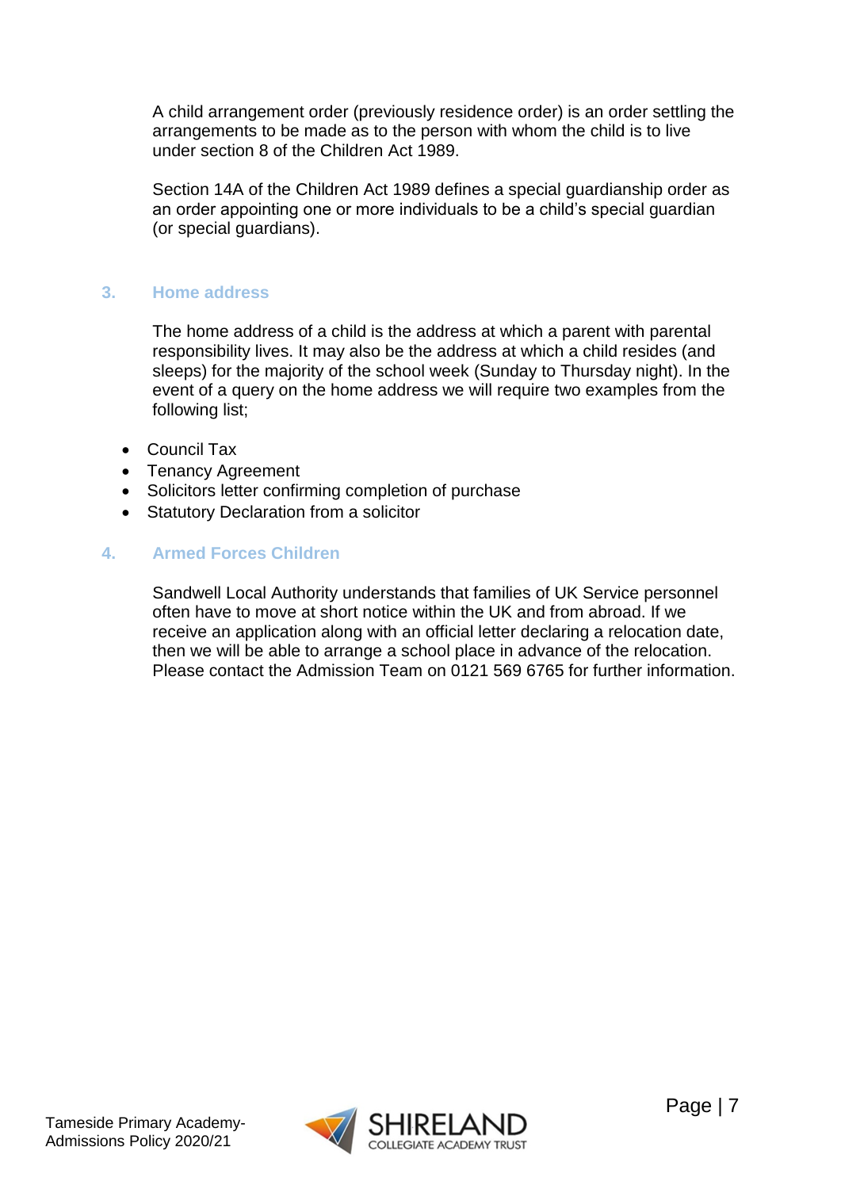A child arrangement order (previously residence order) is an order settling the arrangements to be made as to the person with whom the child is to live under section 8 of the Children Act 1989.

Section 14A of the Children Act 1989 defines a special guardianship order as an order appointing one or more individuals to be a child's special guardian (or special guardians).

## 3. Home address

The home address of a child is the address at which a parent with parental responsibility lives. It may also be the address at which a child resides (and sleeps) for the majority of the school week (Sunday to Thursday night). In the event of a query on the home address we will require two examples from the following list;

- Council Tax
- Tenancy Agreement
- Solicitors letter confirming completion of purchase
- Statutory Declaration from a solicitor

## 4. Armed Forces Children

Sandwell Local Authority understands that families of UK Service personnel often have to move at short notice within the UK and from abroad. If we receive an application along with an official letter declaring a relocation date, then we will be able to arrange a school place in advance of the relocation. Please contact the Admission Team on 0121 569 6765 for further information.